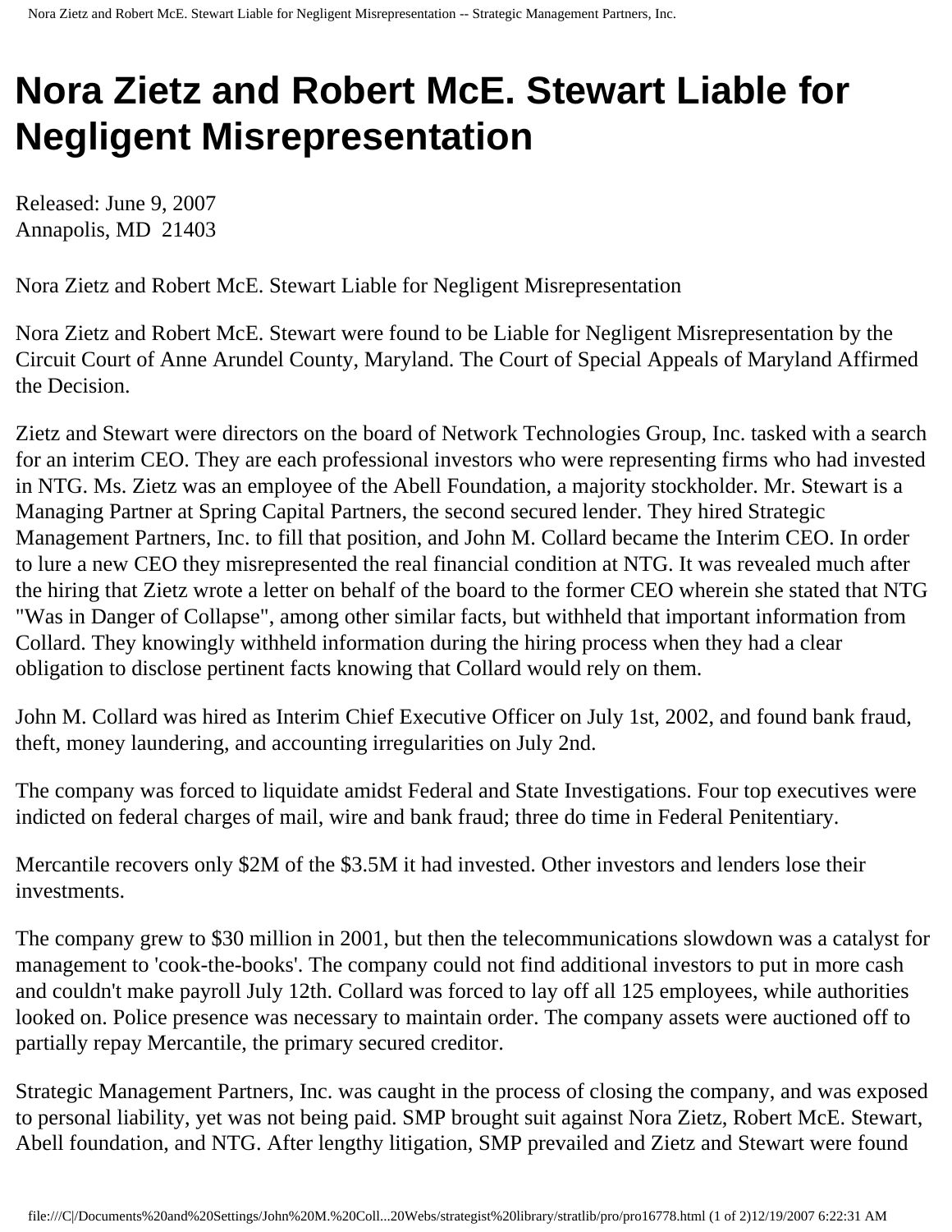# Nora Zietz and Robert McE. Stewart Liable for Negligent Misrepresentation

Released: June 9, 2007
Annapolis, MD 21403

Nora Zietz and Robert McE. Stewart Liable for Negligent Misrepresentation

Nora Zietz and Robert McE. Stewart were found to be Liable for Negligent Misrepresentation by the Circuit Court of Anne Arundel County, Maryland. The Court of Special Appeals of Maryland Affirmed the Decision.

Zietz and Stewart were directors on the board of Network Technologies Group, Inc. tasked with a search for an interim CEO. They are each professional investors who were representing firms who had invested in NTG. Ms. Zietz was an employee of the Abell Foundation, a majority stockholder. Mr. Stewart is a Managing Partner at Spring Capital Partners, the second secured lender. They hired Strategic Management Partners, Inc. to fill that position, and John M. Collard became the Interim CEO. In order to lure a new CEO they misrepresented the real financial condition at NTG. It was revealed much after the hiring that Zietz wrote a letter on behalf of the board to the former CEO wherein she stated that NTG "Was in Danger of Collapse", among other similar facts, but withheld that important information from Collard. They knowingly withheld information during the hiring process when they had a clear obligation to disclose pertinent facts knowing that Collard would rely on them.

John M. Collard was hired as Interim Chief Executive Officer on July 1st, 2002, and found bank fraud, theft, money laundering, and accounting irregularities on July 2nd.

The company was forced to liquidate amidst Federal and State Investigations. Four top executives were indicted on federal charges of mail, wire and bank fraud; three do time in Federal Penitentiary.

Mercantile recovers only $2M of the $3.5M it had invested. Other investors and lenders lose their investments.

The company grew to $30 million in 2001, but then the telecommunications slowdown was a catalyst for management to 'cook-the-books'. The company could not find additional investors to put in more cash and couldn't make payroll July 12th. Collard was forced to lay off all 125 employees, while authorities looked on. Police presence was necessary to maintain order. The company assets were auctioned off to partially repay Mercantile, the primary secured creditor.

Strategic Management Partners, Inc. was caught in the process of closing the company, and was exposed to personal liability, yet was not being paid. SMP brought suit against Nora Zietz, Robert McE. Stewart, Abell foundation, and NTG. After lengthy litigation, SMP prevailed and Zietz and Stewart were found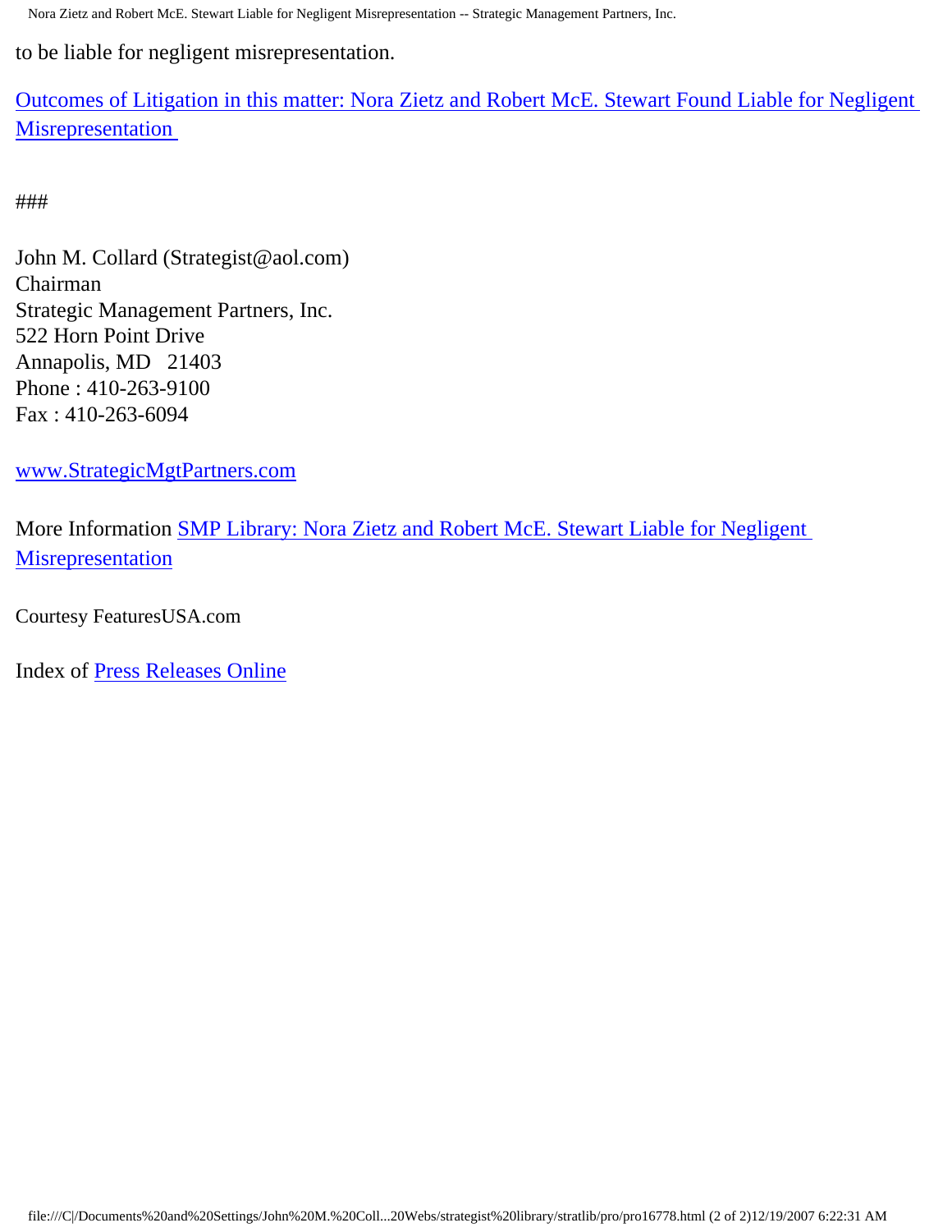to be liable for negligent misrepresentation.

Outcomes of Litigation in this matter: Nora Zietz and Robert McE. Stewart Found Liable for Negligent Misrepresentation

###

John M. Collard (Strategist@aol.com)
Chairman
Strategic Management Partners, Inc.
522 Horn Point Drive
Annapolis, MD 21403
Phone : 410-263-9100
Fax : 410-263-6094

www.StrategicMgtPartners.com

More Information SMP Library: Nora Zietz and Robert McE. Stewart Liable for Negligent Misrepresentation

Courtesy FeaturesUSA.com

Index of Press Releases Online